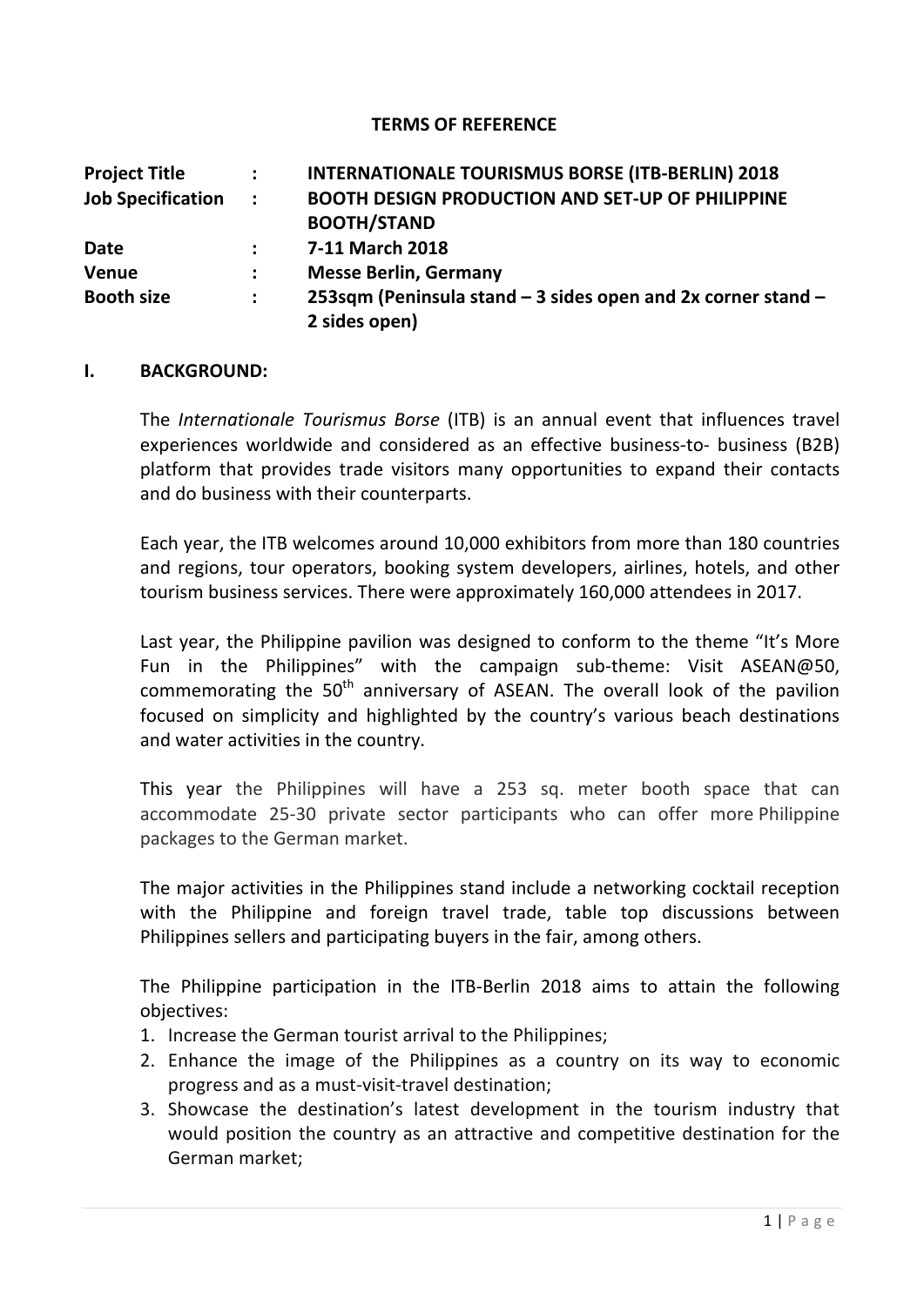# TERMS OF REFERENCE

| | | |
|---|---|---|
| **Project Title** | **:** | **INTERNATIONALE TOURISMUS BORSE (ITB-BERLIN) 2018** |
| **Job Specification** | **:** | **BOOTH DESIGN PRODUCTION AND SET-UP OF PHILIPPINE BOOTH/STAND** |
| **Date** | **:** | **7-11 March 2018** |
| **Venue** | **:** | **Messe Berlin, Germany** |
| **Booth size** | **:** | **253sqm (Peninsula stand – 3 sides open and 2x corner stand – 2 sides open)** |

## I. BACKGROUND:

The *Internationale Tourismus Borse* (ITB) is an annual event that influences travel experiences worldwide and considered as an effective business-to- business (B2B) platform that provides trade visitors many opportunities to expand their contacts and do business with their counterparts.

Each year, the ITB welcomes around 10,000 exhibitors from more than 180 countries and regions, tour operators, booking system developers, airlines, hotels, and other tourism business services. There were approximately 160,000 attendees in 2017.

Last year, the Philippine pavilion was designed to conform to the theme "It's More Fun in the Philippines" with the campaign sub-theme: Visit ASEAN@50, commemorating the 50th anniversary of ASEAN. The overall look of the pavilion focused on simplicity and highlighted by the country's various beach destinations and water activities in the country.

This year the Philippines will have a 253 sq. meter booth space that can accommodate 25-30 private sector participants who can offer more Philippine packages to the German market.

The major activities in the Philippines stand include a networking cocktail reception with the Philippine and foreign travel trade, table top discussions between Philippines sellers and participating buyers in the fair, among others.

The Philippine participation in the ITB-Berlin 2018 aims to attain the following objectives:

1. Increase the German tourist arrival to the Philippines;
2. Enhance the image of the Philippines as a country on its way to economic progress and as a must-visit-travel destination;
3. Showcase the destination's latest development in the tourism industry that would position the country as an attractive and competitive destination for the German market;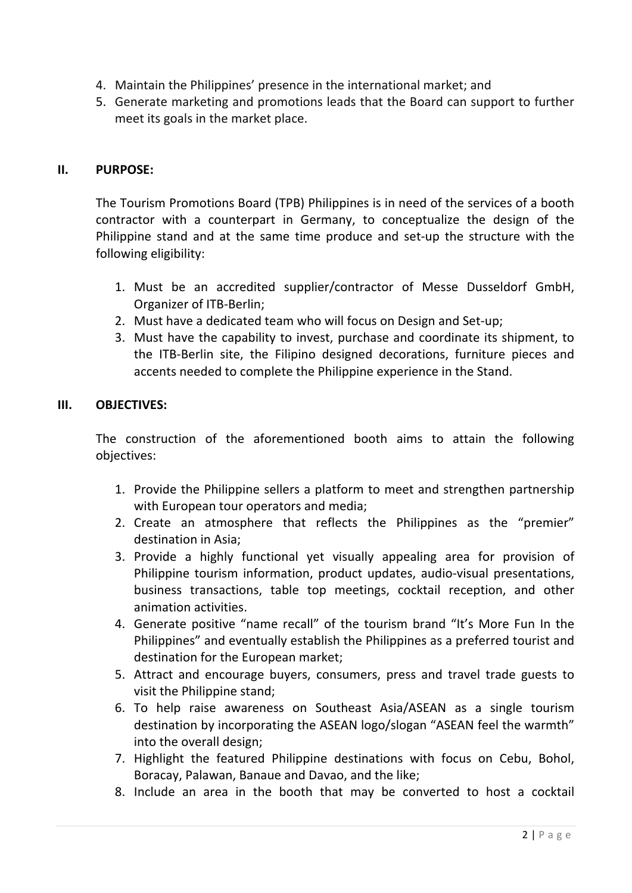4. Maintain the Philippines' presence in the international market; and
5. Generate marketing and promotions leads that the Board can support to further meet its goals in the market place.

## II. PURPOSE:

The Tourism Promotions Board (TPB) Philippines is in need of the services of a booth contractor with a counterpart in Germany, to conceptualize the design of the Philippine stand and at the same time produce and set-up the structure with the following eligibility:

1. Must be an accredited supplier/contractor of Messe Dusseldorf GmbH, Organizer of ITB-Berlin;
2. Must have a dedicated team who will focus on Design and Set-up;
3. Must have the capability to invest, purchase and coordinate its shipment, to the ITB-Berlin site, the Filipino designed decorations, furniture pieces and accents needed to complete the Philippine experience in the Stand.

## III. OBJECTIVES:

The construction of the aforementioned booth aims to attain the following objectives:

1. Provide the Philippine sellers a platform to meet and strengthen partnership with European tour operators and media;
2. Create an atmosphere that reflects the Philippines as the "premier" destination in Asia;
3. Provide a highly functional yet visually appealing area for provision of Philippine tourism information, product updates, audio-visual presentations, business transactions, table top meetings, cocktail reception, and other animation activities.
4. Generate positive "name recall" of the tourism brand "It's More Fun In the Philippines" and eventually establish the Philippines as a preferred tourist and destination for the European market;
5. Attract and encourage buyers, consumers, press and travel trade guests to visit the Philippine stand;
6. To help raise awareness on Southeast Asia/ASEAN as a single tourism destination by incorporating the ASEAN logo/slogan "ASEAN feel the warmth" into the overall design;
7. Highlight the featured Philippine destinations with focus on Cebu, Bohol, Boracay, Palawan, Banaue and Davao, and the like;
8. Include an area in the booth that may be converted to host a cocktail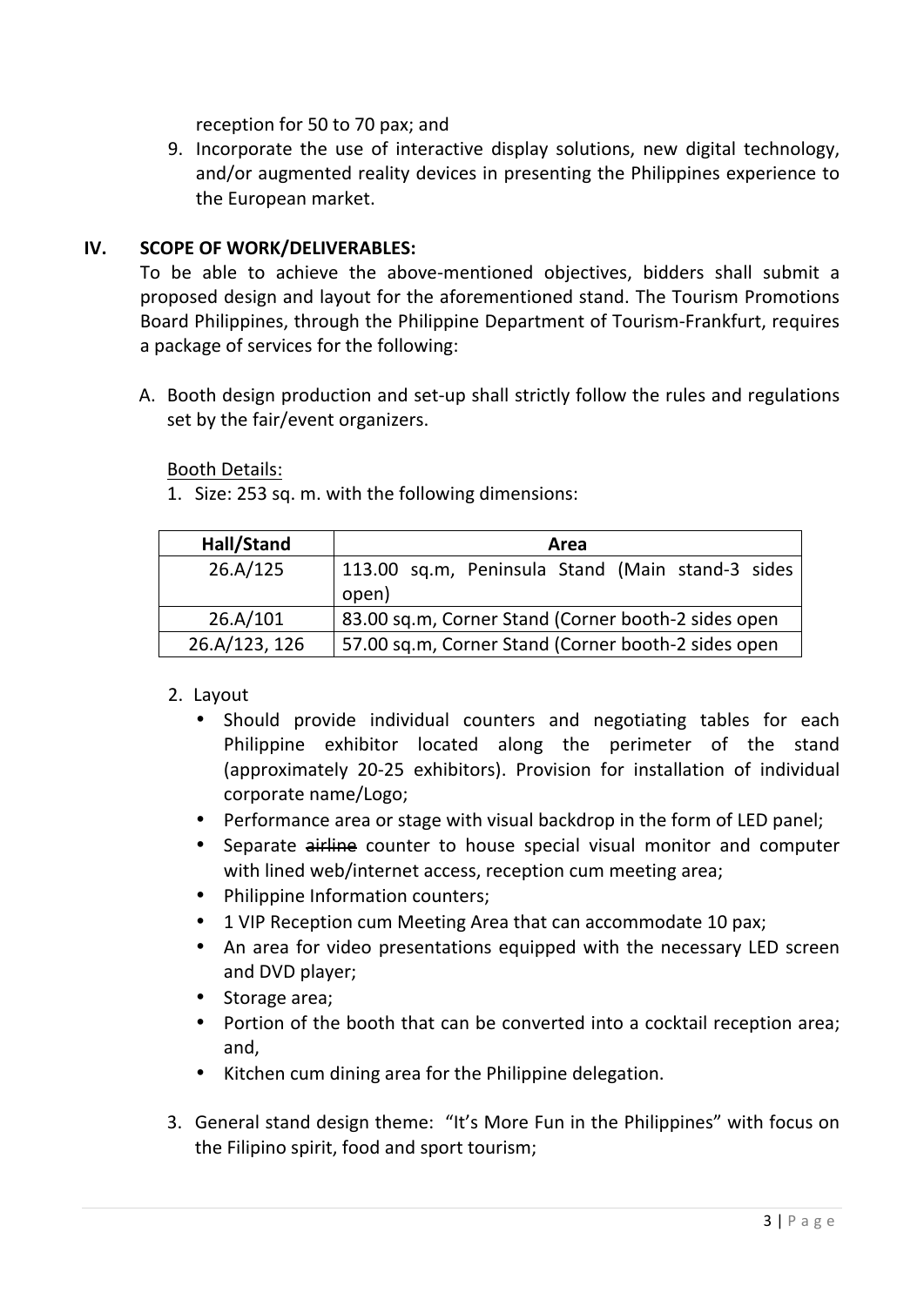reception for 50 to 70 pax; and

9. Incorporate the use of interactive display solutions, new digital technology, and/or augmented reality devices in presenting the Philippines experience to the European market.

## IV. SCOPE OF WORK/DELIVERABLES:

To be able to achieve the above-mentioned objectives, bidders shall submit a proposed design and layout for the aforementioned stand. The Tourism Promotions Board Philippines, through the Philippine Department of Tourism-Frankfurt, requires a package of services for the following:

A. Booth design production and set-up shall strictly follow the rules and regulations set by the fair/event organizers.

Booth Details:

1. Size: 253 sq. m. with the following dimensions:

| Hall/Stand | Area |
|---|---|
| 26.A/125 | 113.00 sq.m, Peninsula Stand (Main stand-3 sides open) |
| 26.A/101 | 83.00 sq.m, Corner Stand (Corner booth-2 sides open |
| 26.A/123, 126 | 57.00 sq.m, Corner Stand (Corner booth-2 sides open |

2. Layout
   - Should provide individual counters and negotiating tables for each Philippine exhibitor located along the perimeter of the stand (approximately 20-25 exhibitors). Provision for installation of individual corporate name/Logo;
   - Performance area or stage with visual backdrop in the form of LED panel;
   - Separate ~~airline~~ counter to house special visual monitor and computer with lined web/internet access, reception cum meeting area;
   - Philippine Information counters;
   - 1 VIP Reception cum Meeting Area that can accommodate 10 pax;
   - An area for video presentations equipped with the necessary LED screen and DVD player;
   - Storage area;
   - Portion of the booth that can be converted into a cocktail reception area; and,
   - Kitchen cum dining area for the Philippine delegation.

3. General stand design theme: "It's More Fun in the Philippines" with focus on the Filipino spirit, food and sport tourism;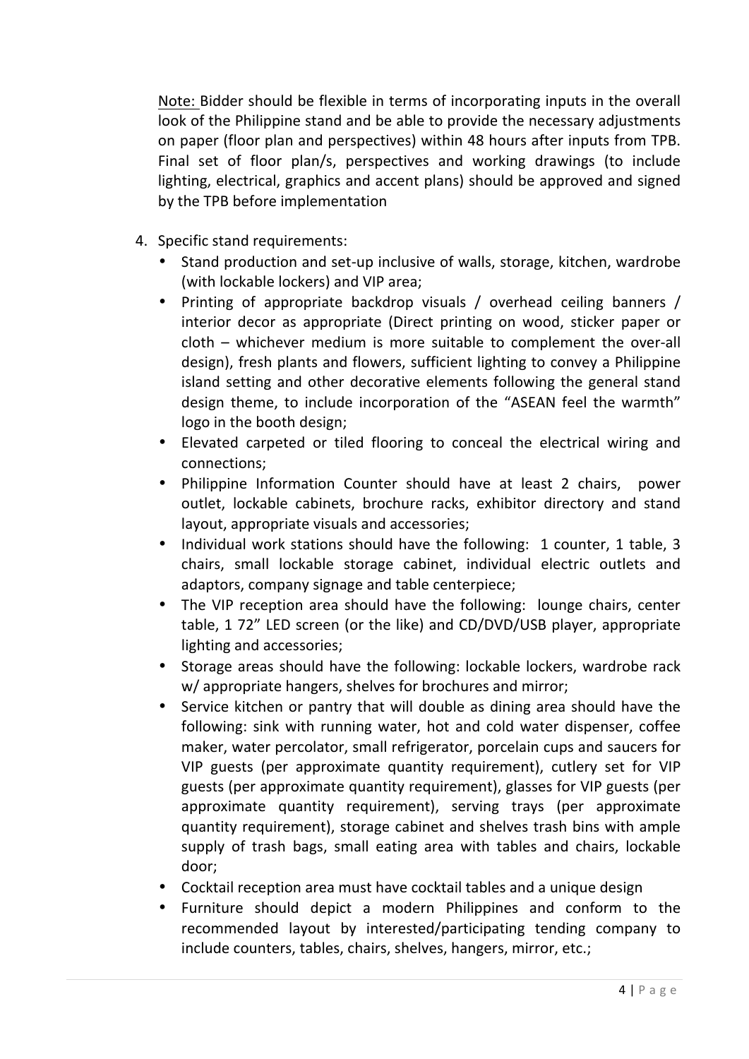<u>Note:</u> Bidder should be flexible in terms of incorporating inputs in the overall look of the Philippine stand and be able to provide the necessary adjustments on paper (floor plan and perspectives) within 48 hours after inputs from TPB. Final set of floor plan/s, perspectives and working drawings (to include lighting, electrical, graphics and accent plans) should be approved and signed by the TPB before implementation

4. Specific stand requirements:
   - Stand production and set-up inclusive of walls, storage, kitchen, wardrobe (with lockable lockers) and VIP area;
   - Printing of appropriate backdrop visuals / overhead ceiling banners / interior decor as appropriate (Direct printing on wood, sticker paper or cloth – whichever medium is more suitable to complement the over-all design), fresh plants and flowers, sufficient lighting to convey a Philippine island setting and other decorative elements following the general stand design theme, to include incorporation of the "ASEAN feel the warmth" logo in the booth design;
   - Elevated carpeted or tiled flooring to conceal the electrical wiring and connections;
   - Philippine Information Counter should have at least 2 chairs, power outlet, lockable cabinets, brochure racks, exhibitor directory and stand layout, appropriate visuals and accessories;
   - Individual work stations should have the following: 1 counter, 1 table, 3 chairs, small lockable storage cabinet, individual electric outlets and adaptors, company signage and table centerpiece;
   - The VIP reception area should have the following: lounge chairs, center table, 1 72" LED screen (or the like) and CD/DVD/USB player, appropriate lighting and accessories;
   - Storage areas should have the following: lockable lockers, wardrobe rack w/ appropriate hangers, shelves for brochures and mirror;
   - Service kitchen or pantry that will double as dining area should have the following: sink with running water, hot and cold water dispenser, coffee maker, water percolator, small refrigerator, porcelain cups and saucers for VIP guests (per approximate quantity requirement), cutlery set for VIP guests (per approximate quantity requirement), glasses for VIP guests (per approximate quantity requirement), serving trays (per approximate quantity requirement), storage cabinet and shelves trash bins with ample supply of trash bags, small eating area with tables and chairs, lockable door;
   - Cocktail reception area must have cocktail tables and a unique design
   - Furniture should depict a modern Philippines and conform to the recommended layout by interested/participating tending company to include counters, tables, chairs, shelves, hangers, mirror, etc.;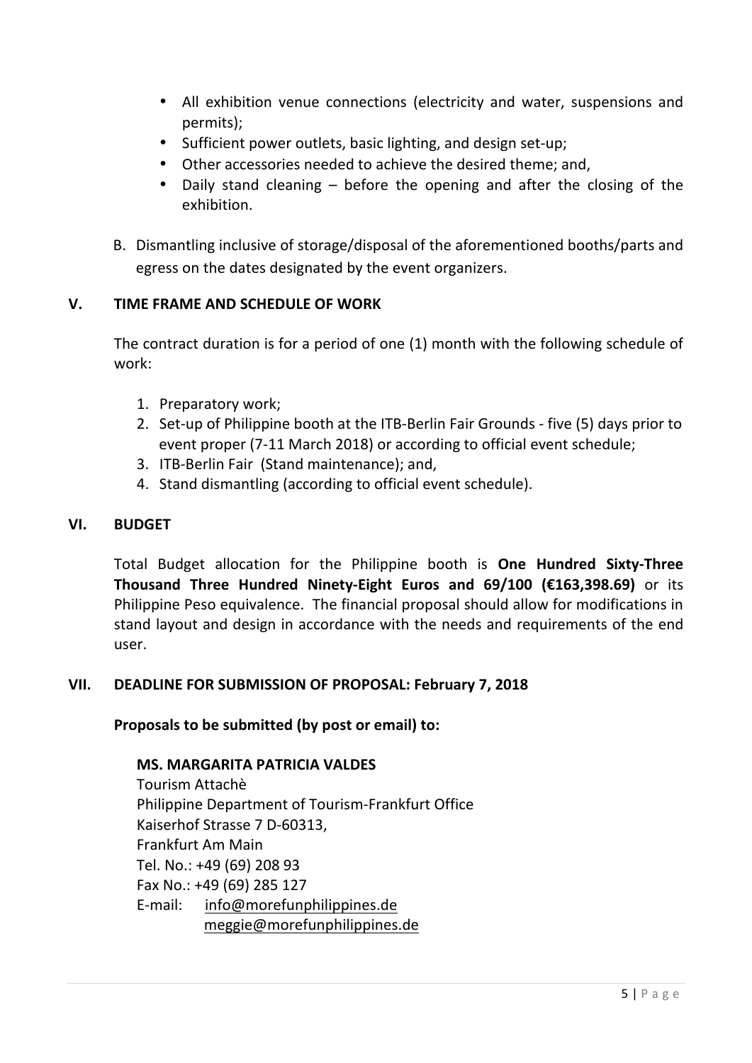- All exhibition venue connections (electricity and water, suspensions and permits);
- Sufficient power outlets, basic lighting, and design set-up;
- Other accessories needed to achieve the desired theme; and,
- Daily stand cleaning – before the opening and after the closing of the exhibition.

B. Dismantling inclusive of storage/disposal of the aforementioned booths/parts and egress on the dates designated by the event organizers.

## V. TIME FRAME AND SCHEDULE OF WORK

The contract duration is for a period of one (1) month with the following schedule of work:

1. Preparatory work;
2. Set-up of Philippine booth at the ITB-Berlin Fair Grounds - five (5) days prior to event proper (7-11 March 2018) or according to official event schedule;
3. ITB-Berlin Fair (Stand maintenance); and,
4. Stand dismantling (according to official event schedule).

## VI. BUDGET

Total Budget allocation for the Philippine booth is **One Hundred Sixty-Three Thousand Three Hundred Ninety-Eight Euros and 69/100 (€163,398.69)** or its Philippine Peso equivalence. The financial proposal should allow for modifications in stand layout and design in accordance with the needs and requirements of the end user.

## VII. DEADLINE FOR SUBMISSION OF PROPOSAL: February 7, 2018

**Proposals to be submitted (by post or email) to:**

**MS. MARGARITA PATRICIA VALDES**
Tourism Attachè
Philippine Department of Tourism-Frankfurt Office
Kaiserhof Strasse 7 D-60313,
Frankfurt Am Main
Tel. No.: +49 (69) 208 93
Fax No.: +49 (69) 285 127
E-mail: info@morefunphilippines.de
meggie@morefunphilippines.de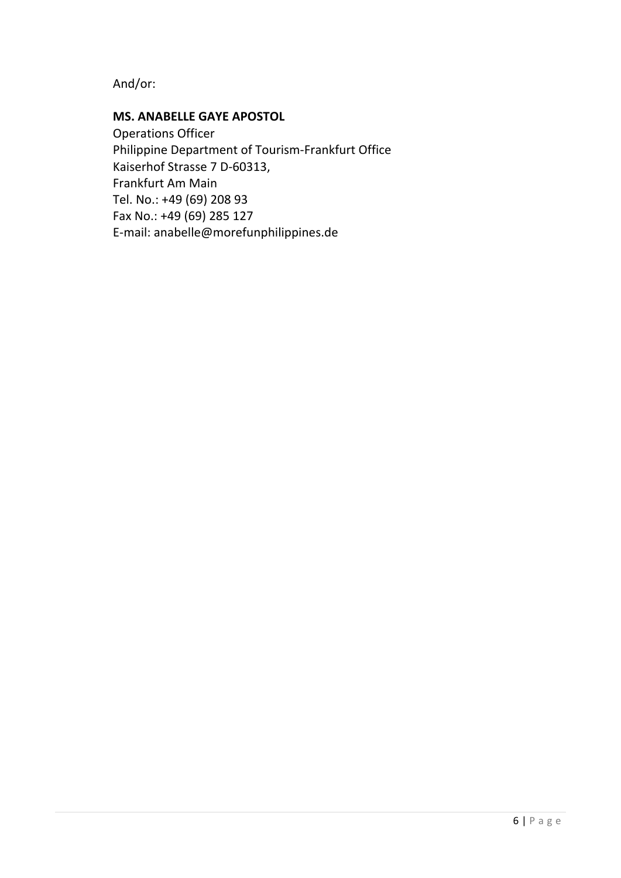And/or:

**MS. ANABELLE GAYE APOSTOL**
Operations Officer
Philippine Department of Tourism-Frankfurt Office
Kaiserhof Strasse 7 D-60313,
Frankfurt Am Main
Tel. No.: +49 (69) 208 93
Fax No.: +49 (69) 285 127
E-mail: anabelle@morefunphilippines.de